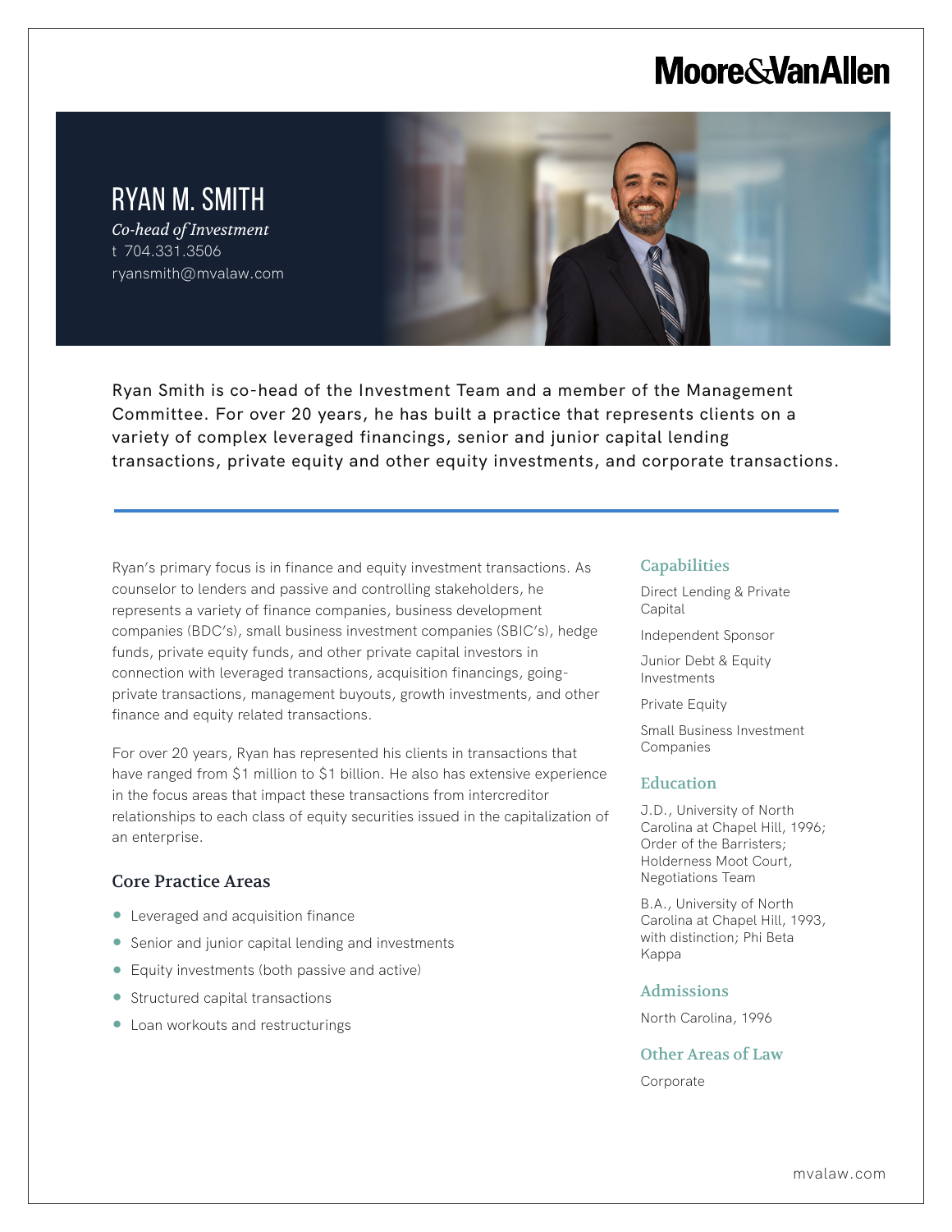Moore&VanAllen

# RYAN M. SMITH

*Co-head of Investment*

t 704.331.3506

ryansmith@mvalaw.com

Ryan Smith is co-head of the Investment Team and a member of the Management Committee. For over 20 years, he has built a practice that represents clients on a variety of complex leveraged financings, senior and junior capital lending transactions, private equity and other equity investments, and corporate transactions.

Ryan's primary focus is in finance and equity investment transactions. As counselor to lenders and passive and controlling stakeholders, he represents a variety of finance companies, business development companies (BDC's), small business investment companies (SBIC's), hedge funds, private equity funds, and other private capital investors in connection with leveraged transactions, acquisition financings, going-private transactions, management buyouts, growth investments, and other finance and equity related transactions.

For over 20 years, Ryan has represented his clients in transactions that have ranged from $1 million to $1 billion. He also has extensive experience in the focus areas that impact these transactions from intercreditor relationships to each class of equity securities issued in the capitalization of an enterprise.

## Core Practice Areas

- Leveraged and acquisition finance
- Senior and junior capital lending and investments
- Equity investments (both passive and active)
- Structured capital transactions
- Loan workouts and restructurings

## Capabilities

Direct Lending & Private Capital

Independent Sponsor

Junior Debt & Equity Investments

Private Equity

Small Business Investment Companies

## Education

J.D., University of North Carolina at Chapel Hill, 1996; Order of the Barristers; Holderness Moot Court, Negotiations Team

B.A., University of North Carolina at Chapel Hill, 1993, with distinction; Phi Beta Kappa

## Admissions

North Carolina, 1996

## Other Areas of Law

Corporate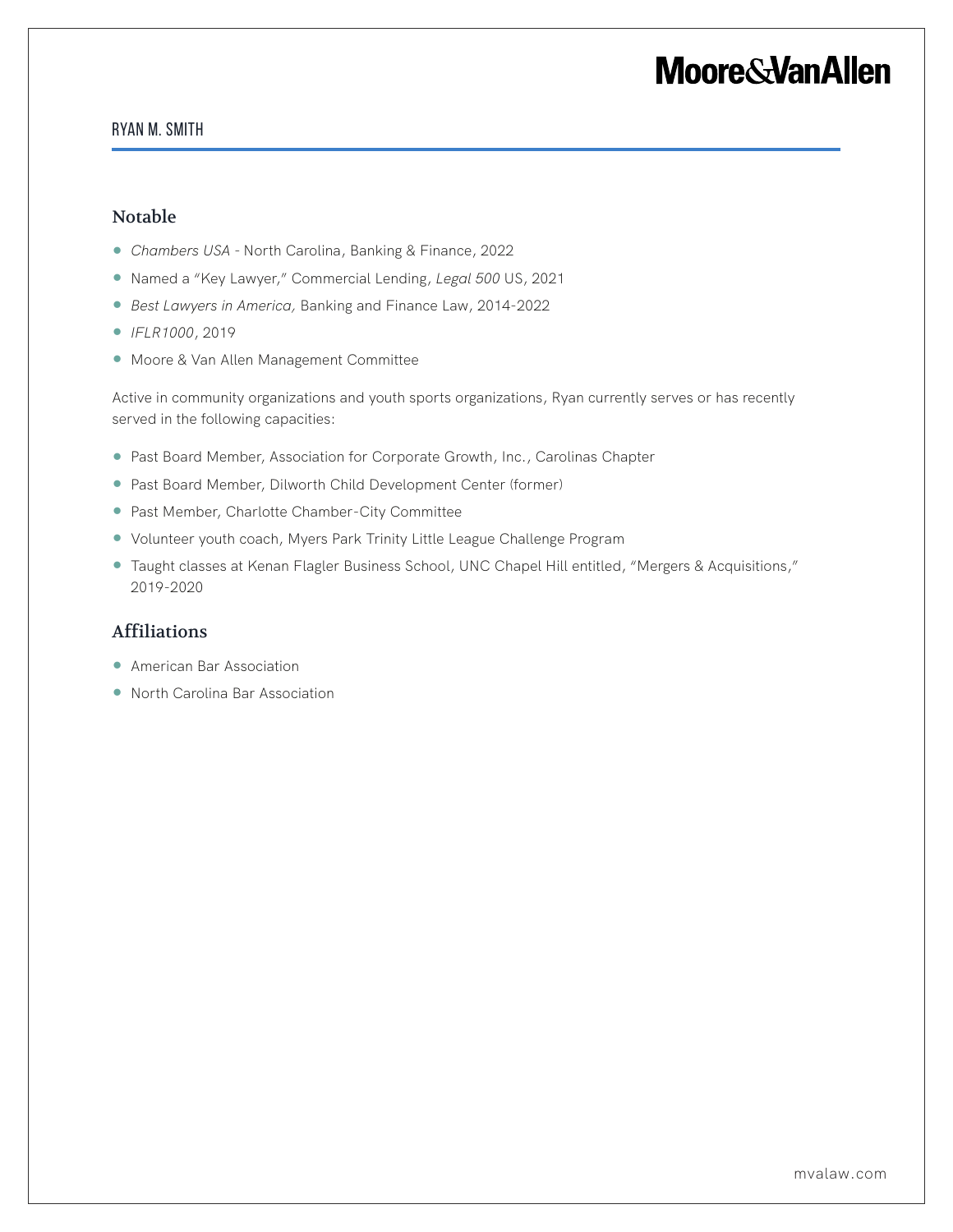## Notable

- *Chambers USA* - North Carolina, Banking & Finance, 2022
- Named a "Key Lawyer," Commercial Lending, *Legal 500* US, 2021
- *Best Lawyers in America,* Banking and Finance Law, 2014-2022
- *IFLR1000*, 2019
- Moore & Van Allen Management Committee

Active in community organizations and youth sports organizations, Ryan currently serves or has recently served in the following capacities:

- Past Board Member, Association for Corporate Growth, Inc., Carolinas Chapter
- Past Board Member, Dilworth Child Development Center (former)
- Past Member, Charlotte Chamber-City Committee
- Volunteer youth coach, Myers Park Trinity Little League Challenge Program
- Taught classes at Kenan Flagler Business School, UNC Chapel Hill entitled, "Mergers & Acquisitions," 2019-2020

## Affiliations

- American Bar Association
- North Carolina Bar Association